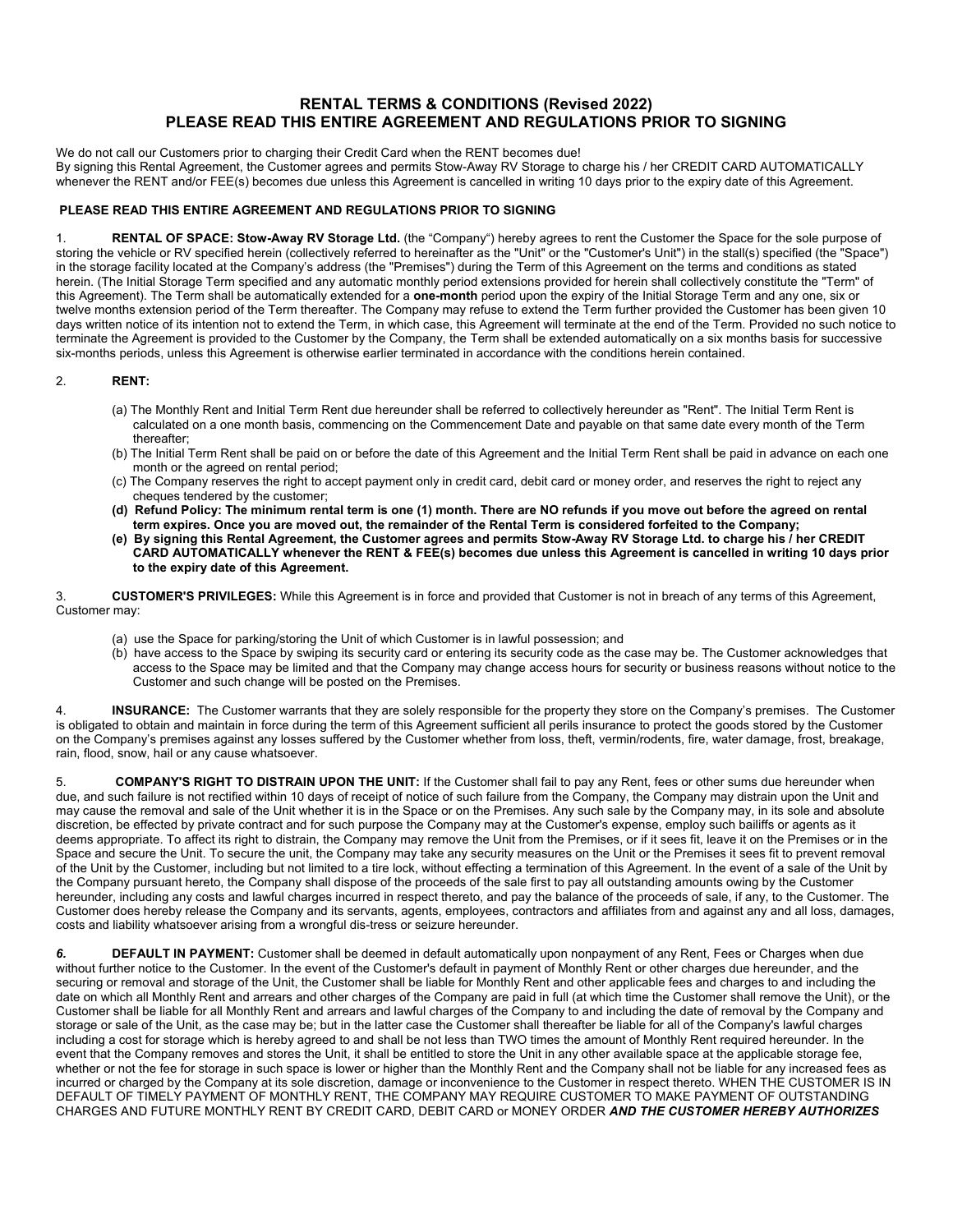# RENTAL TERMS & CONDITIONS (Revised 2022)
# PLEASE READ THIS ENTIRE AGREEMENT AND REGULATIONS PRIOR TO SIGNING

We do not call our Customers prior to charging their Credit Card when the RENT becomes due!
By signing this Rental Agreement, the Customer agrees and permits Stow-Away RV Storage to charge his / her CREDIT CARD AUTOMATICALLY whenever the RENT and/or FEE(s) becomes due unless this Agreement is cancelled in writing 10 days prior to the expiry date of this Agreement.

**PLEASE READ THIS ENTIRE AGREEMENT AND REGULATIONS PRIOR TO SIGNING**

1. **RENTAL OF SPACE: Stow-Away RV Storage Ltd.** (the "Company") hereby agrees to rent the Customer the Space for the sole purpose of storing the vehicle or RV specified herein (collectively referred to hereinafter as the "Unit" or the "Customer's Unit") in the stall(s) specified (the "Space") in the storage facility located at the Company's address (the "Premises") during the Term of this Agreement on the terms and conditions as stated herein. (The Initial Storage Term specified and any automatic monthly period extensions provided for herein shall collectively constitute the "Term" of this Agreement). The Term shall be automatically extended for a **one-month** period upon the expiry of the Initial Storage Term and any one, six or twelve months extension period of the Term thereafter. The Company may refuse to extend the Term further provided the Customer has been given 10 days written notice of its intention not to extend the Term, in which case, this Agreement will terminate at the end of the Term. Provided no such notice to terminate the Agreement is provided to the Customer by the Company, the Term shall be extended automatically on a six months basis for successive six-months periods, unless this Agreement is otherwise earlier terminated in accordance with the conditions herein contained.

2. **RENT:**

   (a) The Monthly Rent and Initial Term Rent due hereunder shall be referred to collectively hereunder as "Rent". The Initial Term Rent is calculated on a one month basis, commencing on the Commencement Date and payable on that same date every month of the Term thereafter;
   
   (b) The Initial Term Rent shall be paid on or before the date of this Agreement and the Initial Term Rent shall be paid in advance on each one month or the agreed on rental period;
   
   (c) The Company reserves the right to accept payment only in credit card, debit card or money order, and reserves the right to reject any cheques tendered by the customer;
   
   **(d) Refund Policy: The minimum rental term is one (1) month. There are NO refunds if you move out before the agreed on rental term expires. Once you are moved out, the remainder of the Rental Term is considered forfeited to the Company;**
   
   **(e) By signing this Rental Agreement, the Customer agrees and permits Stow-Away RV Storage Ltd. to charge his / her CREDIT CARD AUTOMATICALLY whenever the RENT & FEE(s) becomes due unless this Agreement is cancelled in writing 10 days prior to the expiry date of this Agreement.**

3. **CUSTOMER'S PRIVILEGES:** While this Agreement is in force and provided that Customer is not in breach of any terms of this Agreement, Customer may:

   (a) use the Space for parking/storing the Unit of which Customer is in lawful possession; and
   
   (b) have access to the Space by swiping its security card or entering its security code as the case may be. The Customer acknowledges that access to the Space may be limited and that the Company may change access hours for security or business reasons without notice to the Customer and such change will be posted on the Premises.

4. **INSURANCE:** The Customer warrants that they are solely responsible for the property they store on the Company's premises. The Customer is obligated to obtain and maintain in force during the term of this Agreement sufficient all perils insurance to protect the goods stored by the Customer on the Company's premises against any losses suffered by the Customer whether from loss, theft, vermin/rodents, fire, water damage, frost, breakage, rain, flood, snow, hail or any cause whatsoever.

5. **COMPANY'S RIGHT TO DISTRAIN UPON THE UNIT:** If the Customer shall fail to pay any Rent, fees or other sums due hereunder when due, and such failure is not rectified within 10 days of receipt of notice of such failure from the Company, the Company may distrain upon the Unit and may cause the removal and sale of the Unit whether it is in the Space or on the Premises. Any such sale by the Company may, in its sole and absolute discretion, be effected by private contract and for such purpose the Company may at the Customer's expense, employ such bailiffs or agents as it deems appropriate. To affect its right to distrain, the Company may remove the Unit from the Premises, or if it sees fit, leave it on the Premises or in the Space and secure the Unit. To secure the unit, the Company may take any security measures on the Unit or the Premises it sees fit to prevent removal of the Unit by the Customer, including but not limited to a tire lock, without effecting a termination of this Agreement. In the event of a sale of the Unit by the Company pursuant hereto, the Company shall dispose of the proceeds of the sale first to pay all outstanding amounts owing by the Customer hereunder, including any costs and lawful charges incurred in respect thereto, and pay the balance of the proceeds of sale, if any, to the Customer. The Customer does hereby release the Company and its servants, agents, employees, contractors and affiliates from and against any and all loss, damages, costs and liability whatsoever arising from a wrongful dis-tress or seizure hereunder.

***6.*** **DEFAULT IN PAYMENT:** Customer shall be deemed in default automatically upon nonpayment of any Rent, Fees or Charges when due without further notice to the Customer. In the event of the Customer's default in payment of Monthly Rent or other charges due hereunder, and the securing or removal and storage of the Unit, the Customer shall be liable for Monthly Rent and other applicable fees and charges to and including the date on which all Monthly Rent and arrears and other charges of the Company are paid in full (at which time the Customer shall remove the Unit), or the Customer shall be liable for all Monthly Rent and arrears and lawful charges of the Company to and including the date of removal by the Company and storage or sale of the Unit, as the case may be; but in the latter case the Customer shall thereafter be liable for all of the Company's lawful charges including a cost for storage which is hereby agreed to and shall be not less than TWO times the amount of Monthly Rent required hereunder. In the event that the Company removes and stores the Unit, it shall be entitled to store the Unit in any other available space at the applicable storage fee, whether or not the fee for storage in such space is lower or higher than the Monthly Rent and the Company shall not be liable for any increased fees as incurred or charged by the Company at its sole discretion, damage or inconvenience to the Customer in respect thereto. WHEN THE CUSTOMER IS IN DEFAULT OF TIMELY PAYMENT OF MONTHLY RENT, THE COMPANY MAY REQUIRE CUSTOMER TO MAKE PAYMENT OF OUTSTANDING CHARGES AND FUTURE MONTHLY RENT BY CREDIT CARD, DEBIT CARD or MONEY ORDER ***AND THE CUSTOMER HEREBY AUTHORIZES***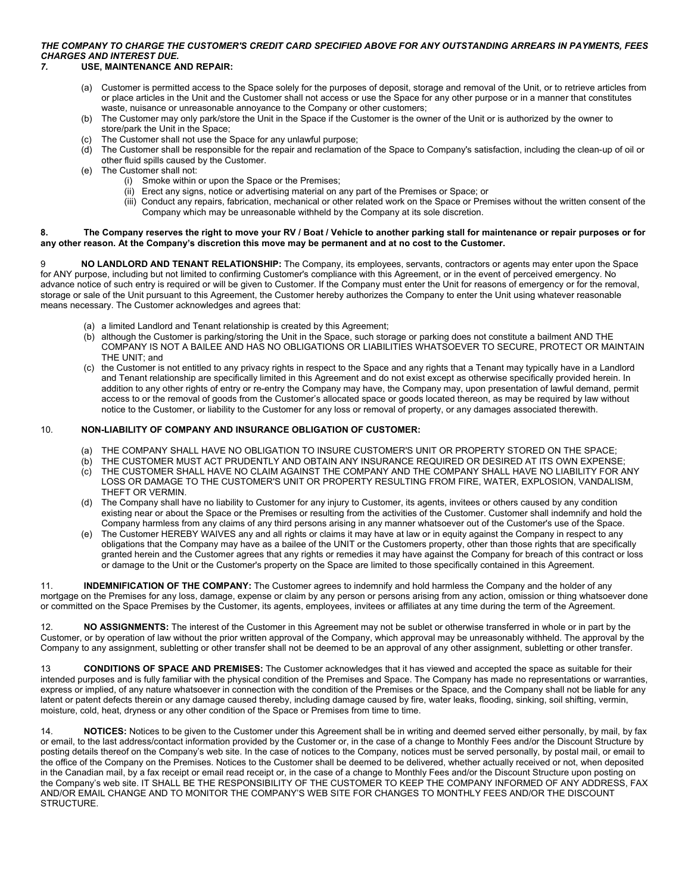***THE COMPANY TO CHARGE THE CUSTOMER'S CREDIT CARD SPECIFIED ABOVE FOR ANY OUTSTANDING ARREARS IN PAYMENTS, FEES CHARGES AND INTEREST DUE.***

***7.*** **USE, MAINTENANCE AND REPAIR:**

(a) Customer is permitted access to the Space solely for the purposes of deposit, storage and removal of the Unit, or to retrieve articles from or place articles in the Unit and the Customer shall not access or use the Space for any other purpose or in a manner that constitutes waste, nuisance or unreasonable annoyance to the Company or other customers;

(b) The Customer may only park/store the Unit in the Space if the Customer is the owner of the Unit or is authorized by the owner to store/park the Unit in the Space;

(c) The Customer shall not use the Space for any unlawful purpose;

(d) The Customer shall be responsible for the repair and reclamation of the Space to Company's satisfaction, including the clean-up of oil or other fluid spills caused by the Customer.

(e) The Customer shall not:

   (i) Smoke within or upon the Space or the Premises;

   (ii) Erect any signs, notice or advertising material on any part of the Premises or Space; or

   (iii) Conduct any repairs, fabrication, mechanical or other related work on the Space or Premises without the written consent of the Company which may be unreasonable withheld by the Company at its sole discretion.

**8. The Company reserves the right to move your RV / Boat / Vehicle to another parking stall for maintenance or repair purposes or for any other reason. At the Company's discretion this move may be permanent and at no cost to the Customer.**

9 **NO LANDLORD AND TENANT RELATIONSHIP:** The Company, its employees, servants, contractors or agents may enter upon the Space for ANY purpose, including but not limited to confirming Customer's compliance with this Agreement, or in the event of perceived emergency. No advance notice of such entry is required or will be given to Customer. If the Company must enter the Unit for reasons of emergency or for the removal, storage or sale of the Unit pursuant to this Agreement, the Customer hereby authorizes the Company to enter the Unit using whatever reasonable means necessary. The Customer acknowledges and agrees that:

(a) a limited Landlord and Tenant relationship is created by this Agreement;

(b) although the Customer is parking/storing the Unit in the Space, such storage or parking does not constitute a bailment AND THE COMPANY IS NOT A BAILEE AND HAS NO OBLIGATIONS OR LIABILITIES WHATSOEVER TO SECURE, PROTECT OR MAINTAIN THE UNIT; and

(c) the Customer is not entitled to any privacy rights in respect to the Space and any rights that a Tenant may typically have in a Landlord and Tenant relationship are specifically limited in this Agreement and do not exist except as otherwise specifically provided herein. In addition to any other rights of entry or re-entry the Company may have, the Company may, upon presentation of lawful demand, permit access to or the removal of goods from the Customer's allocated space or goods located thereon, as may be required by law without notice to the Customer, or liability to the Customer for any loss or removal of property, or any damages associated therewith.

10. **NON-LIABILITY OF COMPANY AND INSURANCE OBLIGATION OF CUSTOMER:**

(a) THE COMPANY SHALL HAVE NO OBLIGATION TO INSURE CUSTOMER'S UNIT OR PROPERTY STORED ON THE SPACE;

(b) THE CUSTOMER MUST ACT PRUDENTLY AND OBTAIN ANY INSURANCE REQUIRED OR DESIRED AT ITS OWN EXPENSE;

(c) THE CUSTOMER SHALL HAVE NO CLAIM AGAINST THE COMPANY AND THE COMPANY SHALL HAVE NO LIABILITY FOR ANY LOSS OR DAMAGE TO THE CUSTOMER'S UNIT OR PROPERTY RESULTING FROM FIRE, WATER, EXPLOSION, VANDALISM, THEFT OR VERMIN.

(d) The Company shall have no liability to Customer for any injury to Customer, its agents, invitees or others caused by any condition existing near or about the Space or the Premises or resulting from the activities of the Customer. Customer shall indemnify and hold the Company harmless from any claims of any third persons arising in any manner whatsoever out of the Customer's use of the Space.

(e) The Customer HEREBY WAIVES any and all rights or claims it may have at law or in equity against the Company in respect to any obligations that the Company may have as a bailee of the UNIT or the Customers property, other than those rights that are specifically granted herein and the Customer agrees that any rights or remedies it may have against the Company for breach of this contract or loss or damage to the Unit or the Customer's property on the Space are limited to those specifically contained in this Agreement.

11. **INDEMNIFICATION OF THE COMPANY:** The Customer agrees to indemnify and hold harmless the Company and the holder of any mortgage on the Premises for any loss, damage, expense or claim by any person or persons arising from any action, omission or thing whatsoever done or committed on the Space Premises by the Customer, its agents, employees, invitees or affiliates at any time during the term of the Agreement.

12. **NO ASSIGNMENTS:** The interest of the Customer in this Agreement may not be sublet or otherwise transferred in whole or in part by the Customer, or by operation of law without the prior written approval of the Company, which approval may be unreasonably withheld. The approval by the Company to any assignment, subletting or other transfer shall not be deemed to be an approval of any other assignment, subletting or other transfer.

13 **CONDITIONS OF SPACE AND PREMISES:** The Customer acknowledges that it has viewed and accepted the space as suitable for their intended purposes and is fully familiar with the physical condition of the Premises and Space. The Company has made no representations or warranties, express or implied, of any nature whatsoever in connection with the condition of the Premises or the Space, and the Company shall not be liable for any latent or patent defects therein or any damage caused thereby, including damage caused by fire, water leaks, flooding, sinking, soil shifting, vermin, moisture, cold, heat, dryness or any other condition of the Space or Premises from time to time.

14. **NOTICES:** Notices to be given to the Customer under this Agreement shall be in writing and deemed served either personally, by mail, by fax or email, to the last address/contact information provided by the Customer or, in the case of a change to Monthly Fees and/or the Discount Structure by posting details thereof on the Company's web site. In the case of notices to the Company, notices must be served personally, by postal mail, or email to the office of the Company on the Premises. Notices to the Customer shall be deemed to be delivered, whether actually received or not, when deposited in the Canadian mail, by a fax receipt or email read receipt or, in the case of a change to Monthly Fees and/or the Discount Structure upon posting on the Company's web site. IT SHALL BE THE RESPONSIBILITY OF THE CUSTOMER TO KEEP THE COMPANY INFORMED OF ANY ADDRESS, FAX AND/OR EMAIL CHANGE AND TO MONITOR THE COMPANY'S WEB SITE FOR CHANGES TO MONTHLY FEES AND/OR THE DISCOUNT STRUCTURE.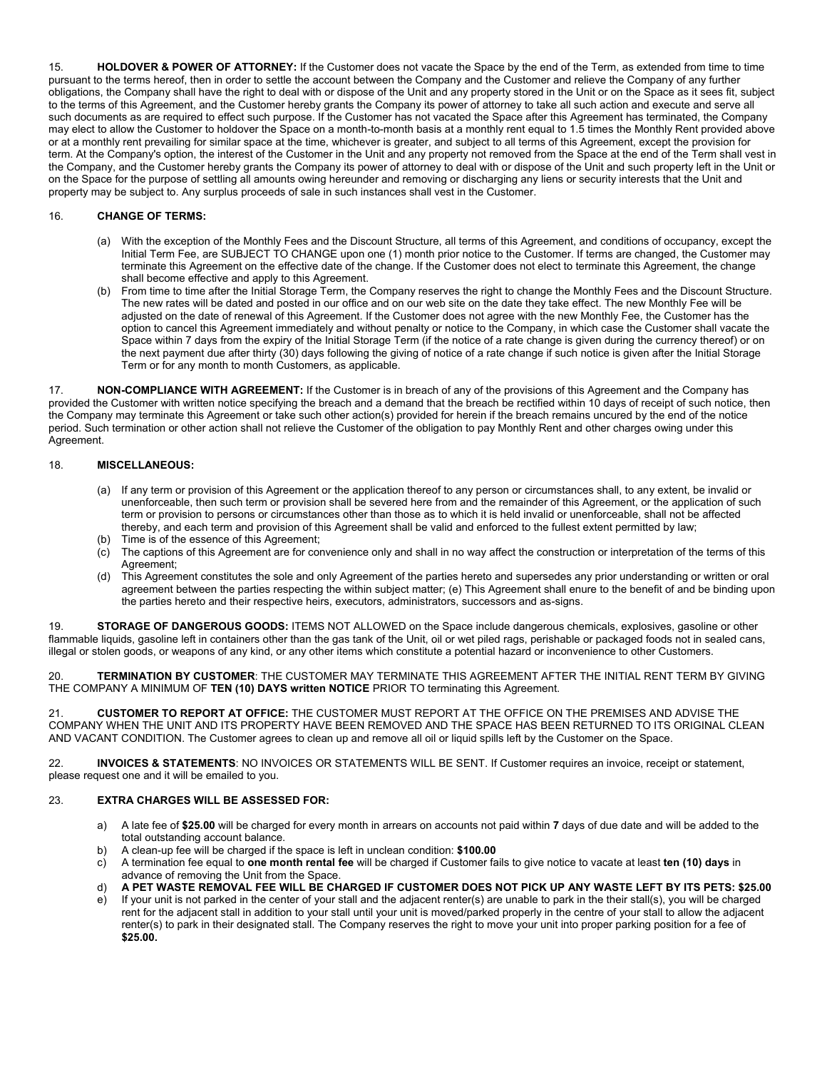15. **HOLDOVER & POWER OF ATTORNEY:** If the Customer does not vacate the Space by the end of the Term, as extended from time to time pursuant to the terms hereof, then in order to settle the account between the Company and the Customer and relieve the Company of any further obligations, the Company shall have the right to deal with or dispose of the Unit and any property stored in the Unit or on the Space as it sees fit, subject to the terms of this Agreement, and the Customer hereby grants the Company its power of attorney to take all such action and execute and serve all such documents as are required to effect such purpose. If the Customer has not vacated the Space after this Agreement has terminated, the Company may elect to allow the Customer to holdover the Space on a month-to-month basis at a monthly rent equal to 1.5 times the Monthly Rent provided above or at a monthly rent prevailing for similar space at the time, whichever is greater, and subject to all terms of this Agreement, except the provision for term. At the Company's option, the interest of the Customer in the Unit and any property not removed from the Space at the end of the Term shall vest in the Company, and the Customer hereby grants the Company its power of attorney to deal with or dispose of the Unit and such property left in the Unit or on the Space for the purpose of settling all amounts owing hereunder and removing or discharging any liens or security interests that the Unit and property may be subject to. Any surplus proceeds of sale in such instances shall vest in the Customer.

16. **CHANGE OF TERMS:**

(a) With the exception of the Monthly Fees and the Discount Structure, all terms of this Agreement, and conditions of occupancy, except the Initial Term Fee, are SUBJECT TO CHANGE upon one (1) month prior notice to the Customer. If terms are changed, the Customer may terminate this Agreement on the effective date of the change. If the Customer does not elect to terminate this Agreement, the change shall become effective and apply to this Agreement.

(b) From time to time after the Initial Storage Term, the Company reserves the right to change the Monthly Fees and the Discount Structure. The new rates will be dated and posted in our office and on our web site on the date they take effect. The new Monthly Fee will be adjusted on the date of renewal of this Agreement. If the Customer does not agree with the new Monthly Fee, the Customer has the option to cancel this Agreement immediately and without penalty or notice to the Company, in which case the Customer shall vacate the Space within 7 days from the expiry of the Initial Storage Term (if the notice of a rate change is given during the currency thereof) or on the next payment due after thirty (30) days following the giving of notice of a rate change if such notice is given after the Initial Storage Term or for any month to month Customers, as applicable.

17. **NON-COMPLIANCE WITH AGREEMENT:** If the Customer is in breach of any of the provisions of this Agreement and the Company has provided the Customer with written notice specifying the breach and a demand that the breach be rectified within 10 days of receipt of such notice, then the Company may terminate this Agreement or take such other action(s) provided for herein if the breach remains uncured by the end of the notice period. Such termination or other action shall not relieve the Customer of the obligation to pay Monthly Rent and other charges owing under this Agreement.

18. **MISCELLANEOUS:**

(a) If any term or provision of this Agreement or the application thereof to any person or circumstances shall, to any extent, be invalid or unenforceable, then such term or provision shall be severed here from and the remainder of this Agreement, or the application of such term or provision to persons or circumstances other than those as to which it is held invalid or unenforceable, shall not be affected thereby, and each term and provision of this Agreement shall be valid and enforced to the fullest extent permitted by law;

(b) Time is of the essence of this Agreement;

(c) The captions of this Agreement are for convenience only and shall in no way affect the construction or interpretation of the terms of this Agreement;

(d) This Agreement constitutes the sole and only Agreement of the parties hereto and supersedes any prior understanding or written or oral agreement between the parties respecting the within subject matter; (e) This Agreement shall enure to the benefit of and be binding upon the parties hereto and their respective heirs, executors, administrators, successors and as-signs.

19. **STORAGE OF DANGEROUS GOODS:** ITEMS NOT ALLOWED on the Space include dangerous chemicals, explosives, gasoline or other flammable liquids, gasoline left in containers other than the gas tank of the Unit, oil or wet piled rags, perishable or packaged foods not in sealed cans, illegal or stolen goods, or weapons of any kind, or any other items which constitute a potential hazard or inconvenience to other Customers.

20. **TERMINATION BY CUSTOMER**: THE CUSTOMER MAY TERMINATE THIS AGREEMENT AFTER THE INITIAL RENT TERM BY GIVING THE COMPANY A MINIMUM OF **TEN (10) DAYS written NOTICE** PRIOR TO terminating this Agreement.

21. **CUSTOMER TO REPORT AT OFFICE:** THE CUSTOMER MUST REPORT AT THE OFFICE ON THE PREMISES AND ADVISE THE COMPANY WHEN THE UNIT AND ITS PROPERTY HAVE BEEN REMOVED AND THE SPACE HAS BEEN RETURNED TO ITS ORIGINAL CLEAN AND VACANT CONDITION. The Customer agrees to clean up and remove all oil or liquid spills left by the Customer on the Space.

22. **INVOICES & STATEMENTS**: NO INVOICES OR STATEMENTS WILL BE SENT. If Customer requires an invoice, receipt or statement, please request one and it will be emailed to you.

23. **EXTRA CHARGES WILL BE ASSESSED FOR:**

a) A late fee of **$25.00** will be charged for every month in arrears on accounts not paid within **7** days of due date and will be added to the total outstanding account balance.

b) A clean-up fee will be charged if the space is left in unclean condition: **$100.00**

c) A termination fee equal to **one month rental fee** will be charged if Customer fails to give notice to vacate at least **ten (10) days** in advance of removing the Unit from the Space.

d) **A PET WASTE REMOVAL FEE WILL BE CHARGED IF CUSTOMER DOES NOT PICK UP ANY WASTE LEFT BY ITS PETS: $25.00**

e) If your unit is not parked in the center of your stall and the adjacent renter(s) are unable to park in the their stall(s), you will be charged rent for the adjacent stall in addition to your stall until your unit is moved/parked properly in the centre of your stall to allow the adjacent renter(s) to park in their designated stall. The Company reserves the right to move your unit into proper parking position for a fee of **$25.00.**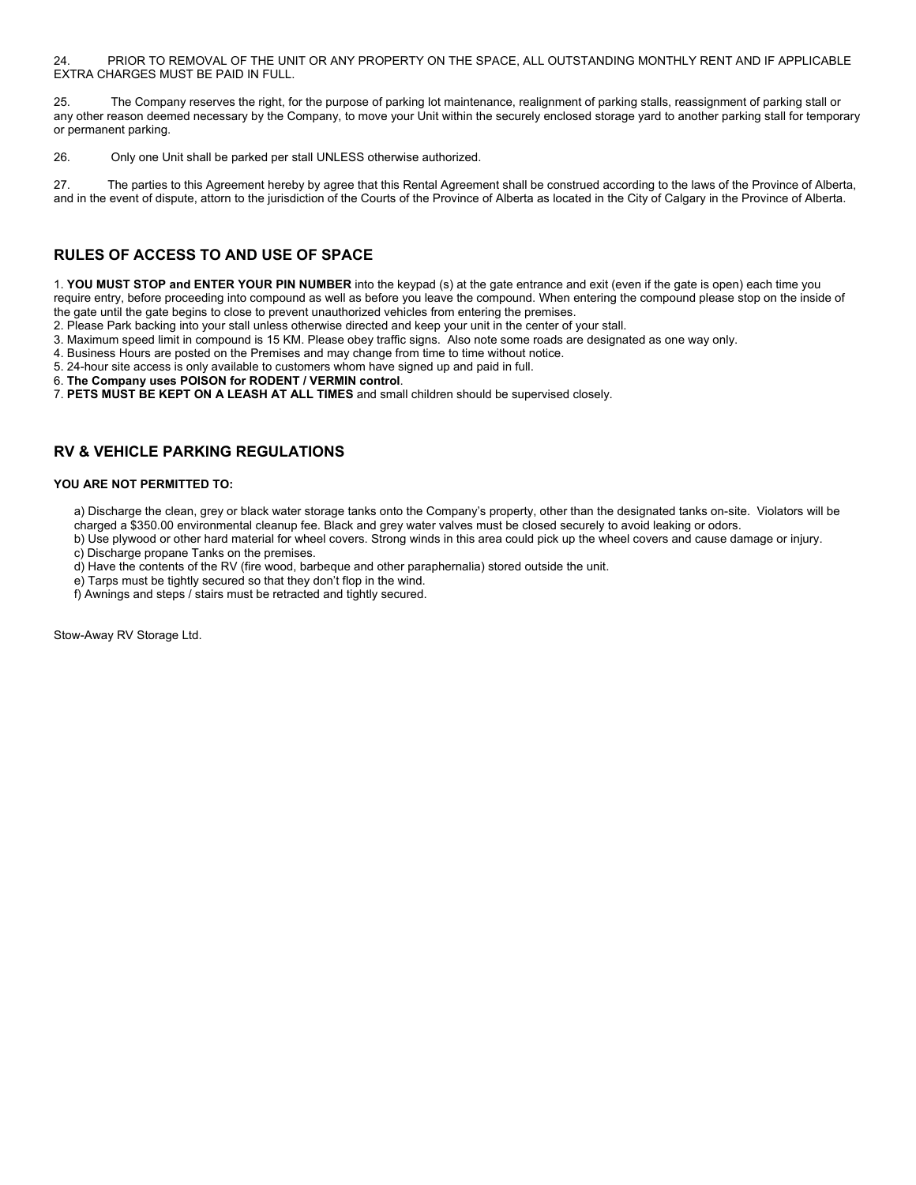24. PRIOR TO REMOVAL OF THE UNIT OR ANY PROPERTY ON THE SPACE, ALL OUTSTANDING MONTHLY RENT AND IF APPLICABLE EXTRA CHARGES MUST BE PAID IN FULL.

25. The Company reserves the right, for the purpose of parking lot maintenance, realignment of parking stalls, reassignment of parking stall or any other reason deemed necessary by the Company, to move your Unit within the securely enclosed storage yard to another parking stall for temporary or permanent parking.

26. Only one Unit shall be parked per stall UNLESS otherwise authorized.

27. The parties to this Agreement hereby by agree that this Rental Agreement shall be construed according to the laws of the Province of Alberta, and in the event of dispute, attorn to the jurisdiction of the Courts of the Province of Alberta as located in the City of Calgary in the Province of Alberta.

## RULES OF ACCESS TO AND USE OF SPACE

1. **YOU MUST STOP and ENTER YOUR PIN NUMBER** into the keypad (s) at the gate entrance and exit (even if the gate is open) each time you require entry, before proceeding into compound as well as before you leave the compound. When entering the compound please stop on the inside of the gate until the gate begins to close to prevent unauthorized vehicles from entering the premises.
2. Please Park backing into your stall unless otherwise directed and keep your unit in the center of your stall.
3. Maximum speed limit in compound is 15 KM. Please obey traffic signs. Also note some roads are designated as one way only.
4. Business Hours are posted on the Premises and may change from time to time without notice.
5. 24-hour site access is only available to customers whom have signed up and paid in full.
6. **The Company uses POISON for RODENT / VERMIN control**.
7. **PETS MUST BE KEPT ON A LEASH AT ALL TIMES** and small children should be supervised closely.

## RV & VEHICLE PARKING REGULATIONS

**YOU ARE NOT PERMITTED TO:**

a) Discharge the clean, grey or black water storage tanks onto the Company's property, other than the designated tanks on-site. Violators will be charged a $350.00 environmental cleanup fee. Black and grey water valves must be closed securely to avoid leaking or odors.
b) Use plywood or other hard material for wheel covers. Strong winds in this area could pick up the wheel covers and cause damage or injury.
c) Discharge propane Tanks on the premises.
d) Have the contents of the RV (fire wood, barbeque and other paraphernalia) stored outside the unit.
e) Tarps must be tightly secured so that they don't flop in the wind.
f) Awnings and steps / stairs must be retracted and tightly secured.

Stow-Away RV Storage Ltd.